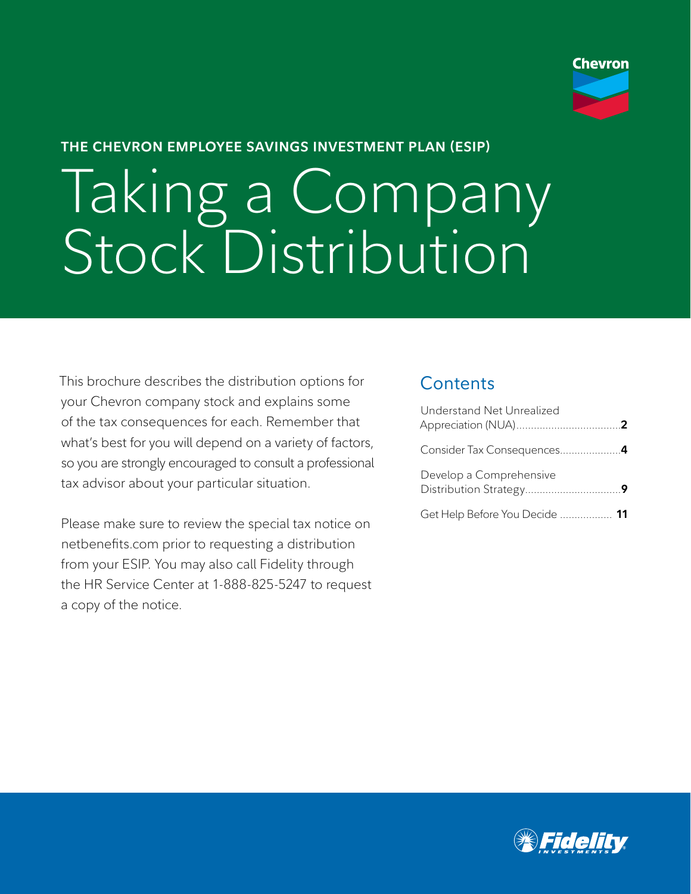Chevron

THE CHEVRON EMPLOYEE SAVINGS INVESTMENT PLAN (ESIP)

# Taking a Company Stock Distribution

This brochure describes the distribution options for your Chevron company stock and explains some of the tax consequences for each. Remember that what's best for you will depend on a variety of factors, so you are strongly encouraged to consult a professional tax advisor about your particular situation.

Please make sure to review the special tax notice on netbenefits.com prior to requesting a distribution from your ESIP. You may also call Fidelity through the HR Service Center at 1-888-825-5247 to request a copy of the notice.

## Contents

Understand Net Unrealized Appreciation (NUA).................................... **2**

Consider Tax Consequences..................... **4**

Develop a Comprehensive Distribution Strategy................................. **9**

Get Help Before You Decide .................. **11**

Fidelity INVESTMENTS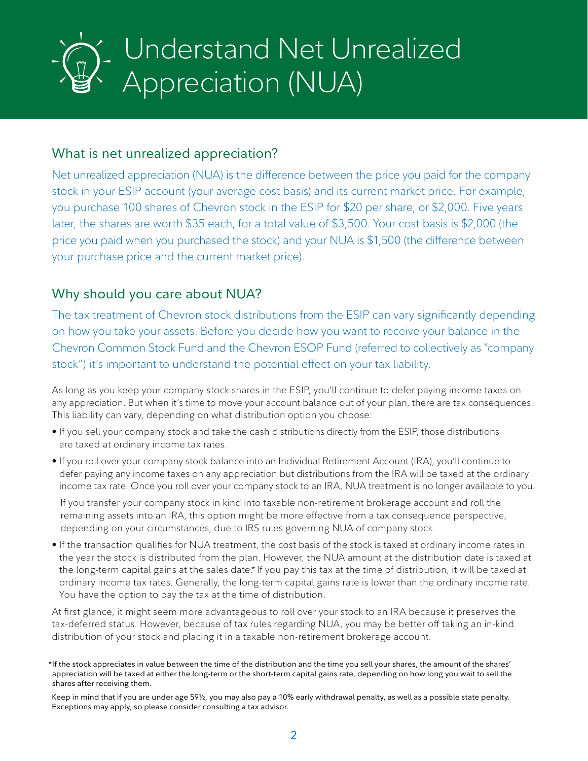# Understand Net Unrealized Appreciation (NUA)

## What is net unrealized appreciation?

Net unrealized appreciation (NUA) is the difference between the price you paid for the company stock in your ESIP account (your average cost basis) and its current market price. For example, you purchase 100 shares of Chevron stock in the ESIP for $20 per share, or $2,000. Five years later, the shares are worth $35 each, for a total value of $3,500. Your cost basis is $2,000 (the price you paid when you purchased the stock) and your NUA is $1,500 (the difference between your purchase price and the current market price).

## Why should you care about NUA?

The tax treatment of Chevron stock distributions from the ESIP can vary significantly depending on how you take your assets. Before you decide how you want to receive your balance in the Chevron Common Stock Fund and the Chevron ESOP Fund (referred to collectively as "company stock") it's important to understand the potential effect on your tax liability.

As long as you keep your company stock shares in the ESIP, you'll continue to defer paying income taxes on any appreciation. But when it's time to move your account balance out of your plan, there are tax consequences. This liability can vary, depending on what distribution option you choose:

- If you sell your company stock and take the cash distributions directly from the ESIP, those distributions are taxed at ordinary income tax rates.
- If you roll over your company stock balance into an Individual Retirement Account (IRA), you'll continue to defer paying any income taxes on any appreciation but distributions from the IRA will be taxed at the ordinary income tax rate. Once you roll over your company stock to an IRA, NUA treatment is no longer available to you.

  If you transfer your company stock in kind into taxable non-retirement brokerage account and roll the remaining assets into an IRA, this option might be more effective from a tax consequence perspective, depending on your circumstances, due to IRS rules governing NUA of company stock.
- If the transaction qualifies for NUA treatment, the cost basis of the stock is taxed at ordinary income rates in the year the stock is distributed from the plan. However, the NUA amount at the distribution date is taxed at the long-term capital gains at the sales date.* If you pay this tax at the time of distribution, it will be taxed at ordinary income tax rates. Generally, the long-term capital gains rate is lower than the ordinary income rate. You have the option to pay the tax at the time of distribution.

At first glance, it might seem more advantageous to roll over your stock to an IRA because it preserves the tax-deferred status. However, because of tax rules regarding NUA, you may be better off taking an in-kind distribution of your stock and placing it in a taxable non-retirement brokerage account.

*If the stock appreciates in value between the time of the distribution and the time you sell your shares, the amount of the shares' appreciation will be taxed at either the long-term or the short-term capital gains rate, depending on how long you wait to sell the shares after receiving them.

Keep in mind that if you are under age 59½, you may also pay a 10% early withdrawal penalty, as well as a possible state penalty. Exceptions may apply, so please consider consulting a tax advisor.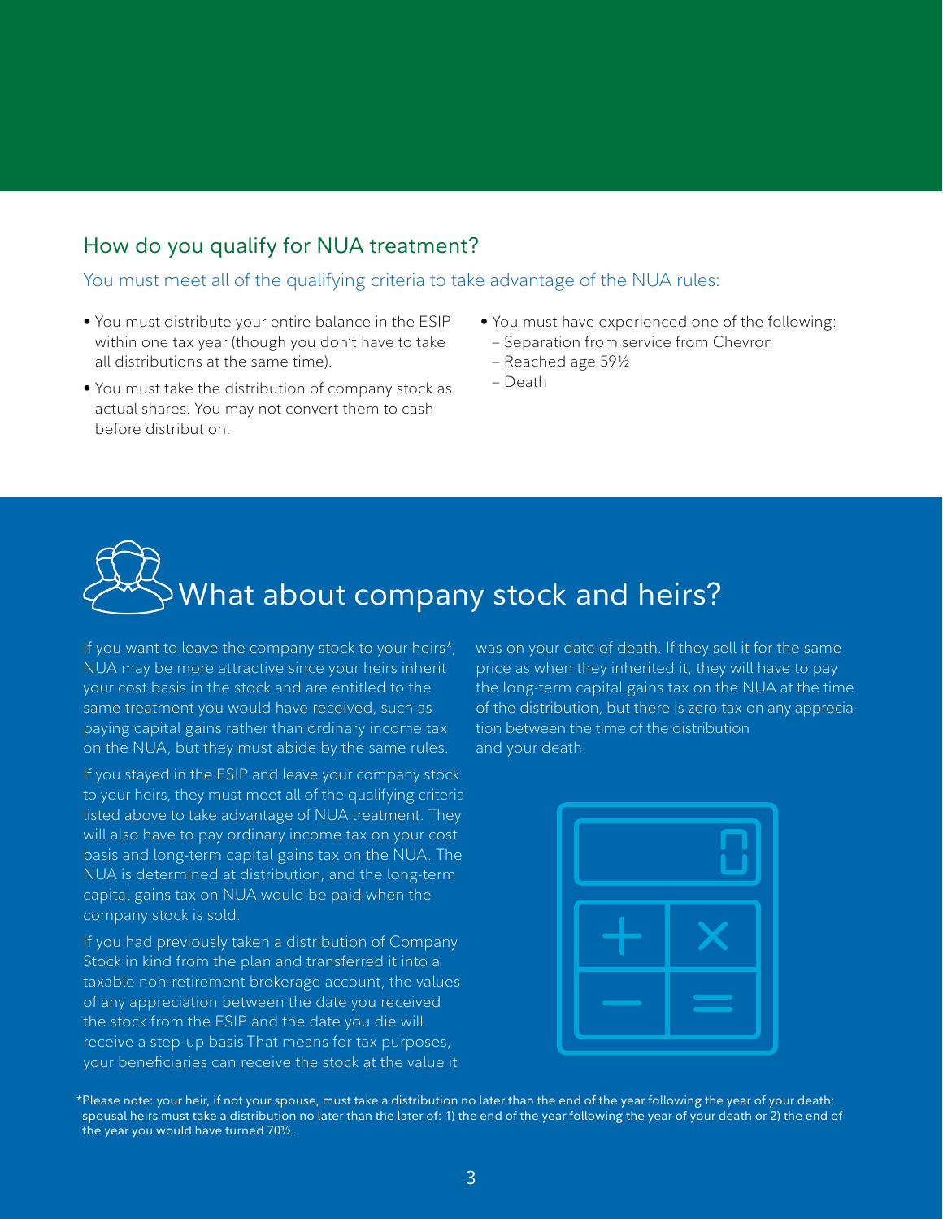## How do you qualify for NUA treatment?

### You must meet all of the qualifying criteria to take advantage of the NUA rules:

- You must distribute your entire balance in the ESIP within one tax year (though you don't have to take all distributions at the same time).
- You must take the distribution of company stock as actual shares. You may not convert them to cash before distribution.
- You must have experienced one of the following:
  - Separation from service from Chevron
  - Reached age 59½
  - Death

# What about company stock and heirs?

If you want to leave the company stock to your heirs*, NUA may be more attractive since your heirs inherit your cost basis in the stock and are entitled to the same treatment you would have received, such as paying capital gains rather than ordinary income tax on the NUA, but they must abide by the same rules.

If you stayed in the ESIP and leave your company stock to your heirs, they must meet all of the qualifying criteria listed above to take advantage of NUA treatment. They will also have to pay ordinary income tax on your cost basis and long-term capital gains tax on the NUA. The NUA is determined at distribution, and the long-term capital gains tax on NUA would be paid when the company stock is sold.

If you had previously taken a distribution of Company Stock in kind from the plan and transferred it into a taxable non-retirement brokerage account, the values of any appreciation between the date you received the stock from the ESIP and the date you die will receive a step-up basis.That means for tax purposes, your beneficiaries can receive the stock at the value it was on your date of death. If they sell it for the same price as when they inherited it, they will have to pay the long-term capital gains tax on the NUA at the time of the distribution, but there is zero tax on any appreciation between the time of the distribution and your death.

*Please note: your heir, if not your spouse, must take a distribution no later than the end of the year following the year of your death; spousal heirs must take a distribution no later than the later of: 1) the end of the year following the year of your death or 2) the end of the year you would have turned 70½.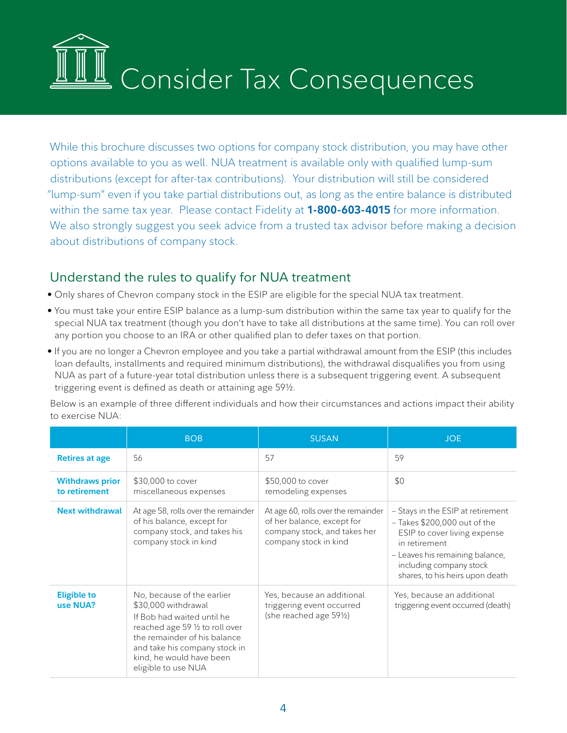# Consider Tax Consequences

While this brochure discusses two options for company stock distribution, you may have other options available to you as well. NUA treatment is available only with qualified lump-sum distributions (except for after-tax contributions). Your distribution will still be considered "lump-sum" even if you take partial distributions out, as long as the entire balance is distributed within the same tax year. Please contact Fidelity at **1-800-603-4015** for more information. We also strongly suggest you seek advice from a trusted tax advisor before making a decision about distributions of company stock.

## Understand the rules to qualify for NUA treatment

- Only shares of Chevron company stock in the ESIP are eligible for the special NUA tax treatment.
- You must take your entire ESIP balance as a lump-sum distribution within the same tax year to qualify for the special NUA tax treatment (though you don't have to take all distributions at the same time). You can roll over any portion you choose to an IRA or other qualified plan to defer taxes on that portion.
- If you are no longer a Chevron employee and you take a partial withdrawal amount from the ESIP (this includes loan defaults, installments and required minimum distributions), the withdrawal disqualifies you from using NUA as part of a future-year total distribution unless there is a subsequent triggering event. A subsequent triggering event is defined as death or attaining age 59½.

Below is an example of three different individuals and how their circumstances and actions impact their ability to exercise NUA:

| | BOB | SUSAN | JOE |
|---|---|---|---|
| **Retires at age** | 56 | 57 | 59 |
| **Withdraws prior to retirement** | $30,000 to cover miscellaneous expenses | $50,000 to cover remodeling expenses | $0 |
| **Next withdrawal** | At age 58, rolls over the remainder of his balance, except for company stock, and takes his company stock in kind | At age 60, rolls over the remainder of her balance, except for company stock, and takes her company stock in kind | – Stays in the ESIP at retirement<br>– Takes $200,000 out of the ESIP to cover living expense in retirement<br>– Leaves his remaining balance, including company stock shares, to his heirs upon death |
| **Eligible to use NUA?** | No, because of the earlier $30,000 withdrawal<br>If Bob had waited until he reached age 59 ½ to roll over the remainder of his balance and take his company stock in kind, he would have been eligible to use NUA | Yes, because an additional triggering event occurred (she reached age 59½) | Yes, because an additional triggering event occurred (death) |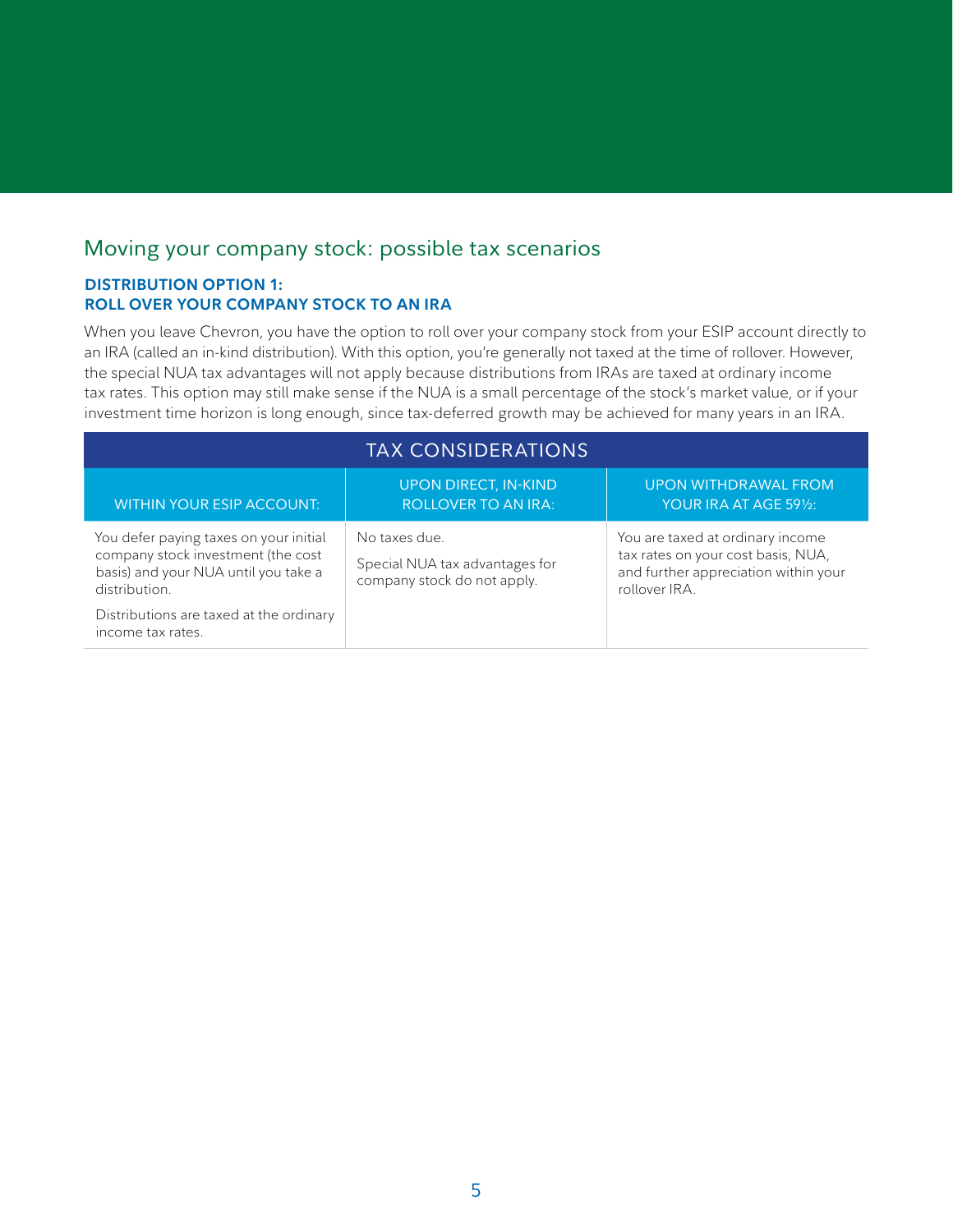## Moving your company stock: possible tax scenarios

### DISTRIBUTION OPTION 1: ROLL OVER YOUR COMPANY STOCK TO AN IRA

When you leave Chevron, you have the option to roll over your company stock from your ESIP account directly to an IRA (called an in-kind distribution). With this option, you're generally not taxed at the time of rollover. However, the special NUA tax advantages will not apply because distributions from IRAs are taxed at ordinary income tax rates. This option may still make sense if the NUA is a small percentage of the stock's market value, or if your investment time horizon is long enough, since tax-deferred growth may be achieved for many years in an IRA.

| TAX CONSIDERATIONS | | |
|---|---|---|
| WITHIN YOUR ESIP ACCOUNT: | UPON DIRECT, IN-KIND ROLLOVER TO AN IRA: | UPON WITHDRAWAL FROM YOUR IRA AT AGE 59½: |
| You defer paying taxes on your initial company stock investment (the cost basis) and your NUA until you take a distribution.<br><br>Distributions are taxed at the ordinary income tax rates. | No taxes due.<br><br>Special NUA tax advantages for company stock do not apply. | You are taxed at ordinary income tax rates on your cost basis, NUA, and further appreciation within your rollover IRA. |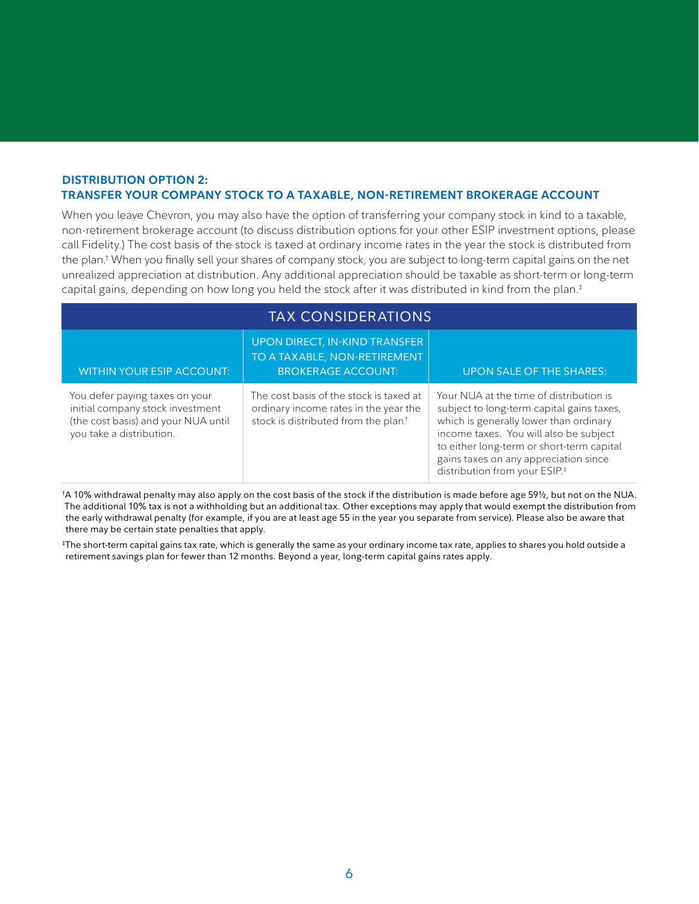## DISTRIBUTION OPTION 2:
## TRANSFER YOUR COMPANY STOCK TO A TAXABLE, NON-RETIREMENT BROKERAGE ACCOUNT

When you leave Chevron, you may also have the option of transferring your company stock in kind to a taxable, non-retirement brokerage account (to discuss distribution options for your other ESIP investment options, please call Fidelity.) The cost basis of the stock is taxed at ordinary income rates in the year the stock is distributed from the plan.† When you finally sell your shares of company stock, you are subject to long-term capital gains on the net unrealized appreciation at distribution. Any additional appreciation should be taxable as short-term or long-term capital gains, depending on how long you held the stock after it was distributed in kind from the plan.‡

| TAX CONSIDERATIONS | | |
|---|---|---|
| **WITHIN YOUR ESIP ACCOUNT:** | **UPON DIRECT, IN-KIND TRANSFER TO A TAXABLE, NON-RETIREMENT BROKERAGE ACCOUNT:** | **UPON SALE OF THE SHARES:** |
| You defer paying taxes on your initial company stock investment (the cost basis) and your NUA until you take a distribution. | The cost basis of the stock is taxed at ordinary income rates in the year the stock is distributed from the plan.† | Your NUA at the time of distribution is subject to long-term capital gains taxes, which is generally lower than ordinary income taxes. You will also be subject to either long-term or short-term capital gains taxes on any appreciation since distribution from your ESIP.‡ |

†A 10% withdrawal penalty may also apply on the cost basis of the stock if the distribution is made before age 59½, but not on the NUA. The additional 10% tax is not a withholding but an additional tax. Other exceptions may apply that would exempt the distribution from the early withdrawal penalty (for example, if you are at least age 55 in the year you separate from service). Please also be aware that there may be certain state penalties that apply.

‡The short-term capital gains tax rate, which is generally the same as your ordinary income tax rate, applies to shares you hold outside a retirement savings plan for fewer than 12 months. Beyond a year, long-term capital gains rates apply.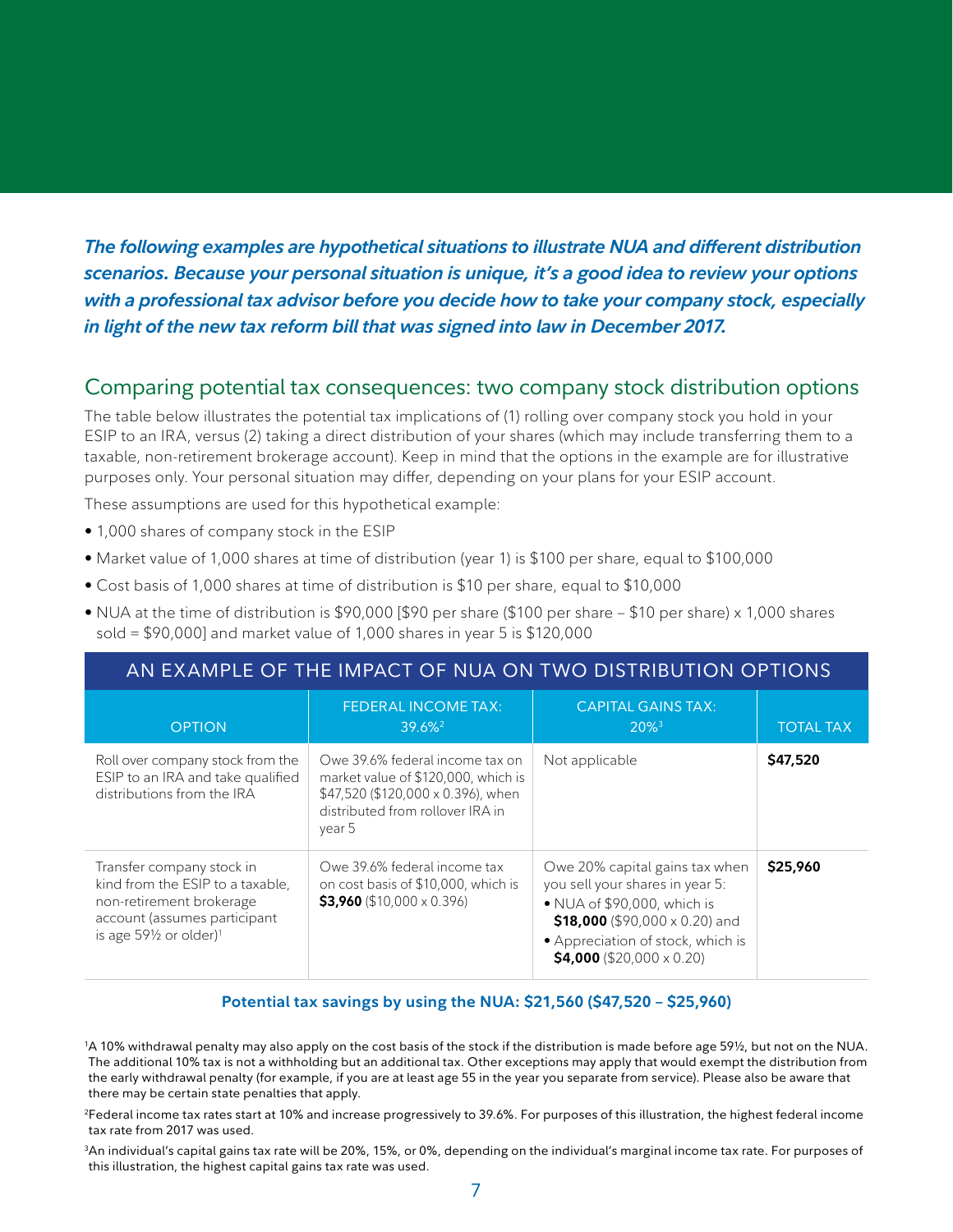***The following examples are hypothetical situations to illustrate NUA and different distribution scenarios. Because your personal situation is unique, it's a good idea to review your options with a professional tax advisor before you decide how to take your company stock, especially in light of the new tax reform bill that was signed into law in December 2017.***

## Comparing potential tax consequences: two company stock distribution options

The table below illustrates the potential tax implications of (1) rolling over company stock you hold in your ESIP to an IRA, versus (2) taking a direct distribution of your shares (which may include transferring them to a taxable, non-retirement brokerage account). Keep in mind that the options in the example are for illustrative purposes only. Your personal situation may differ, depending on your plans for your ESIP account.

These assumptions are used for this hypothetical example:

- 1,000 shares of company stock in the ESIP
- Market value of 1,000 shares at time of distribution (year 1) is $100 per share, equal to $100,000
- Cost basis of 1,000 shares at time of distribution is $10 per share, equal to $10,000
- NUA at the time of distribution is $90,000 [$90 per share ($100 per share – $10 per share) x 1,000 shares sold = $90,000] and market value of 1,000 shares in year 5 is $120,000

**AN EXAMPLE OF THE IMPACT OF NUA ON TWO DISTRIBUTION OPTIONS**

| OPTION | FEDERAL INCOME TAX: 39.6%[2] | CAPITAL GAINS TAX: 20%[3] | TOTAL TAX |
|---|---|---|---|
| Roll over company stock from the ESIP to an IRA and take qualified distributions from the IRA | Owe 39.6% federal income tax on market value of $120,000, which is $47,520 ($120,000 x 0.396), when distributed from rollover IRA in year 5 | Not applicable | **$47,520** |
| Transfer company stock in kind from the ESIP to a taxable, non-retirement brokerage account (assumes participant is age 59½ or older)[1] | Owe 39.6% federal income tax on cost basis of $10,000, which is **$3,960** ($10,000 x 0.396) | Owe 20% capital gains tax when you sell your shares in year 5: • NUA of $90,000, which is **$18,000** ($90,000 x 0.20) and • Appreciation of stock, which is **$4,000** ($20,000 x 0.20) | **$25,960** |

**Potential tax savings by using the NUA: $21,560 ($47,520 – $25,960)**

[1]A 10% withdrawal penalty may also apply on the cost basis of the stock if the distribution is made before age 59½, but not on the NUA. The additional 10% tax is not a withholding but an additional tax. Other exceptions may apply that would exempt the distribution from the early withdrawal penalty (for example, if you are at least age 55 in the year you separate from service). Please also be aware that there may be certain state penalties that apply.

[2]Federal income tax rates start at 10% and increase progressively to 39.6%. For purposes of this illustration, the highest federal income tax rate from 2017 was used.

[3]An individual's capital gains tax rate will be 20%, 15%, or 0%, depending on the individual's marginal income tax rate. For purposes of this illustration, the highest capital gains tax rate was used.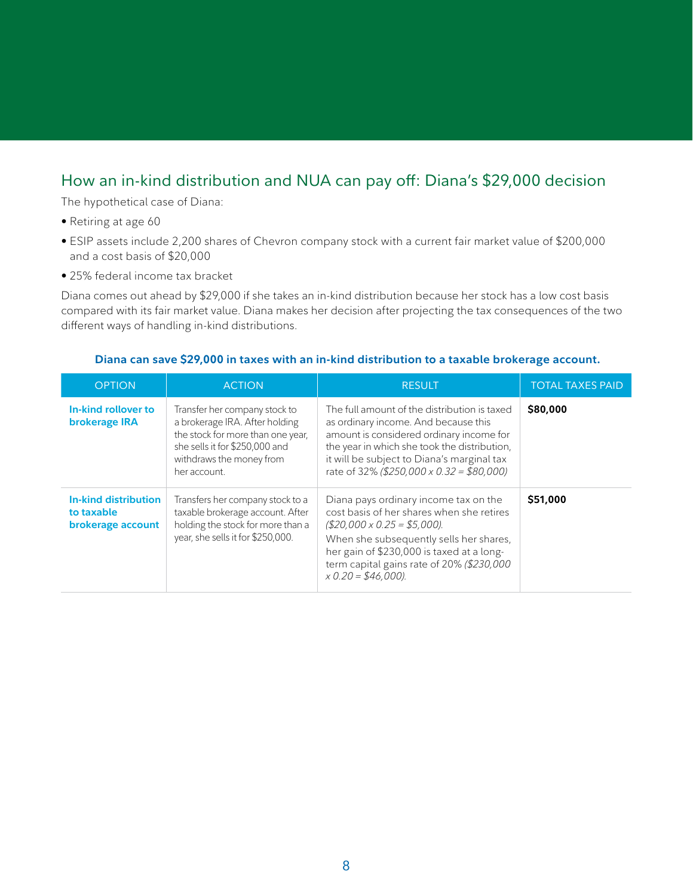## How an in-kind distribution and NUA can pay off: Diana's $29,000 decision

The hypothetical case of Diana:

- Retiring at age 60
- ESIP assets include 2,200 shares of Chevron company stock with a current fair market value of $200,000 and a cost basis of $20,000
- 25% federal income tax bracket

Diana comes out ahead by $29,000 if she takes an in-kind distribution because her stock has a low cost basis compared with its fair market value. Diana makes her decision after projecting the tax consequences of the two different ways of handling in-kind distributions.

**Diana can save $29,000 in taxes with an in-kind distribution to a taxable brokerage account.**

| OPTION | ACTION | RESULT | TOTAL TAXES PAID |
|---|---|---|---|
| **In-kind rollover to brokerage IRA** | Transfer her company stock to a brokerage IRA. After holding the stock for more than one year, she sells it for $250,000 and withdraws the money from her account. | The full amount of the distribution is taxed as ordinary income. And because this amount is considered ordinary income for the year in which she took the distribution, it will be subject to Diana's marginal tax rate of 32% *($250,000 x 0.32 = $80,000)* | **$80,000** |
| **In-kind distribution to taxable brokerage account** | Transfers her company stock to a taxable brokerage account. After holding the stock for more than a year, she sells it for $250,000. | Diana pays ordinary income tax on the cost basis of her shares when she retires *($20,000 x 0.25 = $5,000).* When she subsequently sells her shares, her gain of $230,000 is taxed at a long-term capital gains rate of 20% *($230,000 x 0.20 = $46,000).* | **$51,000** |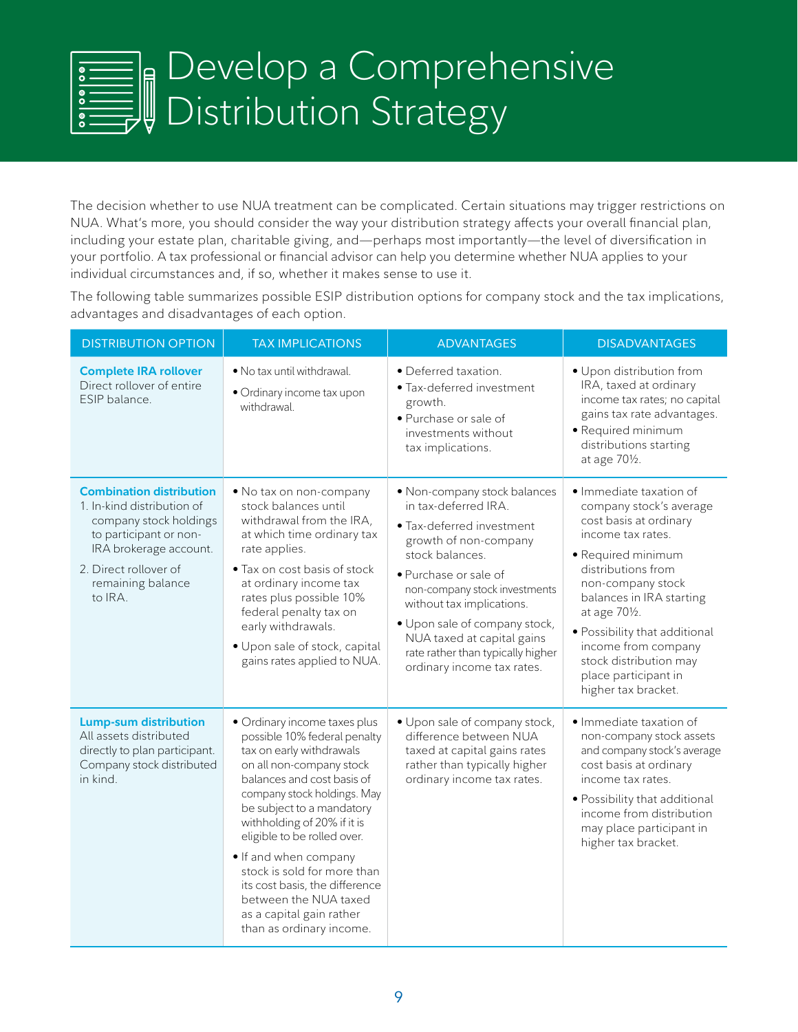# Develop a Comprehensive Distribution Strategy

The decision whether to use NUA treatment can be complicated. Certain situations may trigger restrictions on NUA. What's more, you should consider the way your distribution strategy affects your overall financial plan, including your estate plan, charitable giving, and—perhaps most importantly—the level of diversification in your portfolio. A tax professional or financial advisor can help you determine whether NUA applies to your individual circumstances and, if so, whether it makes sense to use it.

The following table summarizes possible ESIP distribution options for company stock and the tax implications, advantages and disadvantages of each option.

| DISTRIBUTION OPTION | TAX IMPLICATIONS | ADVANTAGES | DISADVANTAGES |
|---|---|---|---|
| **Complete IRA rollover**<br>Direct rollover of entire ESIP balance. | • No tax until withdrawal.<br>• Ordinary income tax upon withdrawal. | • Deferred taxation.<br>• Tax-deferred investment growth.<br>• Purchase or sale of investments without tax implications. | • Upon distribution from IRA, taxed at ordinary income tax rates; no capital gains tax rate advantages.<br>• Required minimum distributions starting at age 70½. |
| **Combination distribution**<br>1. In-kind distribution of company stock holdings to participant or non-IRA brokerage account.<br>2. Direct rollover of remaining balance to IRA. | • No tax on non-company stock balances until withdrawal from the IRA, at which time ordinary tax rate applies.<br>• Tax on cost basis of stock at ordinary income tax rates plus possible 10% federal penalty tax on early withdrawals.<br>• Upon sale of stock, capital gains rates applied to NUA. | • Non-company stock balances in tax-deferred IRA.<br>• Tax-deferred investment growth of non-company stock balances.<br>• Purchase or sale of non-company stock investments without tax implications.<br>• Upon sale of company stock, NUA taxed at capital gains rate rather than typically higher ordinary income tax rates. | • Immediate taxation of company stock's average cost basis at ordinary income tax rates.<br>• Required minimum distributions from non-company stock balances in IRA starting at age 70½.<br>• Possibility that additional income from company stock distribution may place participant in higher tax bracket. |
| **Lump-sum distribution**<br>All assets distributed directly to plan participant. Company stock distributed in kind. | • Ordinary income taxes plus possible 10% federal penalty tax on early withdrawals on all non-company stock balances and cost basis of company stock holdings. May be subject to a mandatory withholding of 20% if it is eligible to be rolled over.<br>• If and when company stock is sold for more than its cost basis, the difference between the NUA taxed as a capital gain rather than as ordinary income. | • Upon sale of company stock, difference between NUA taxed at capital gains rates rather than typically higher ordinary income tax rates. | • Immediate taxation of non-company stock assets and company stock's average cost basis at ordinary income tax rates.<br>• Possibility that additional income from distribution may place participant in higher tax bracket. |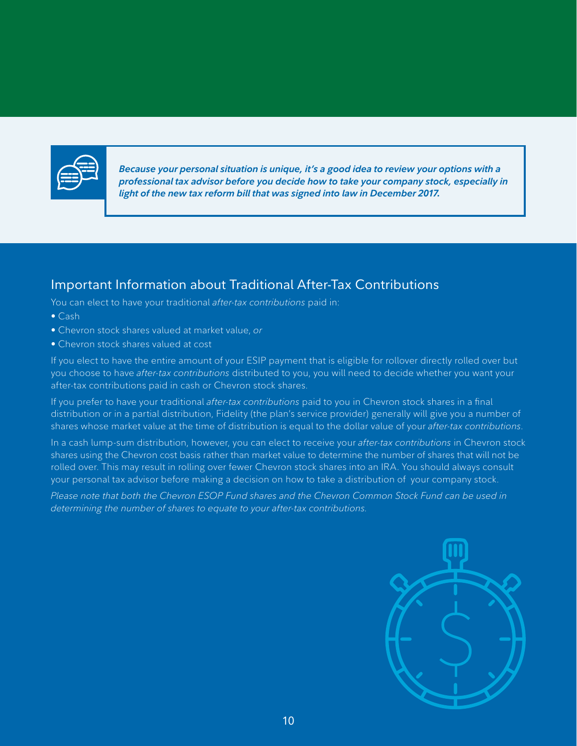***Because your personal situation is unique, it's a good idea to review your options with a professional tax advisor before you decide how to take your company stock, especially in light of the new tax reform bill that was signed into law in December 2017.***

## Important Information about Traditional After-Tax Contributions

You can elect to have your traditional *after-tax contributions* paid in:

- Cash
- Chevron stock shares valued at market value, *or*
- Chevron stock shares valued at cost

If you elect to have the entire amount of your ESIP payment that is eligible for rollover directly rolled over but you choose to have *after-tax contributions* distributed to you, you will need to decide whether you want your after-tax contributions paid in cash or Chevron stock shares.

If you prefer to have your traditional *after-tax contributions* paid to you in Chevron stock shares in a final distribution or in a partial distribution, Fidelity (the plan's service provider) generally will give you a number of shares whose market value at the time of distribution is equal to the dollar value of your *after-tax contributions*.

In a cash lump-sum distribution, however, you can elect to receive your *after-tax contributions* in Chevron stock shares using the Chevron cost basis rather than market value to determine the number of shares that will not be rolled over. This may result in rolling over fewer Chevron stock shares into an IRA. You should always consult your personal tax advisor before making a decision on how to take a distribution of your company stock.

*Please note that both the Chevron ESOP Fund shares and the Chevron Common Stock Fund can be used in determining the number of shares to equate to your after-tax contributions.*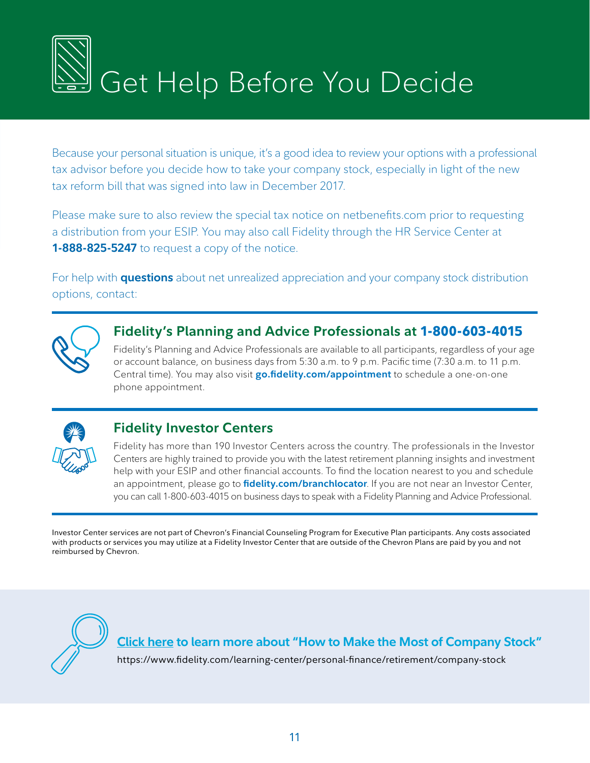# Get Help Before You Decide

Because your personal situation is unique, it's a good idea to review your options with a professional tax advisor before you decide how to take your company stock, especially in light of the new tax reform bill that was signed into law in December 2017.

Please make sure to also review the special tax notice on netbenefits.com prior to requesting a distribution from your ESIP. You may also call Fidelity through the HR Service Center at **1-888-825-5247** to request a copy of the notice.

For help with **questions** about net unrealized appreciation and your company stock distribution options, contact:

## Fidelity's Planning and Advice Professionals at 1-800-603-4015

Fidelity's Planning and Advice Professionals are available to all participants, regardless of your age or account balance, on business days from 5:30 a.m. to 9 p.m. Pacific time (7:30 a.m. to 11 p.m. Central time). You may also visit **go.fidelity.com/appointment** to schedule a one-on-one phone appointment.

## Fidelity Investor Centers

Fidelity has more than 190 Investor Centers across the country. The professionals in the Investor Centers are highly trained to provide you with the latest retirement planning insights and investment help with your ESIP and other financial accounts. To find the location nearest to you and schedule an appointment, please go to **fidelity.com/branchlocator**. If you are not near an Investor Center, you can call 1-800-603-4015 on business days to speak with a Fidelity Planning and Advice Professional.

Investor Center services are not part of Chevron's Financial Counseling Program for Executive Plan participants. Any costs associated with products or services you may utilize at a Fidelity Investor Center that are outside of the Chevron Plans are paid by you and not reimbursed by Chevron.

**Click here to learn more about "How to Make the Most of Company Stock"**

https://www.fidelity.com/learning-center/personal-finance/retirement/company-stock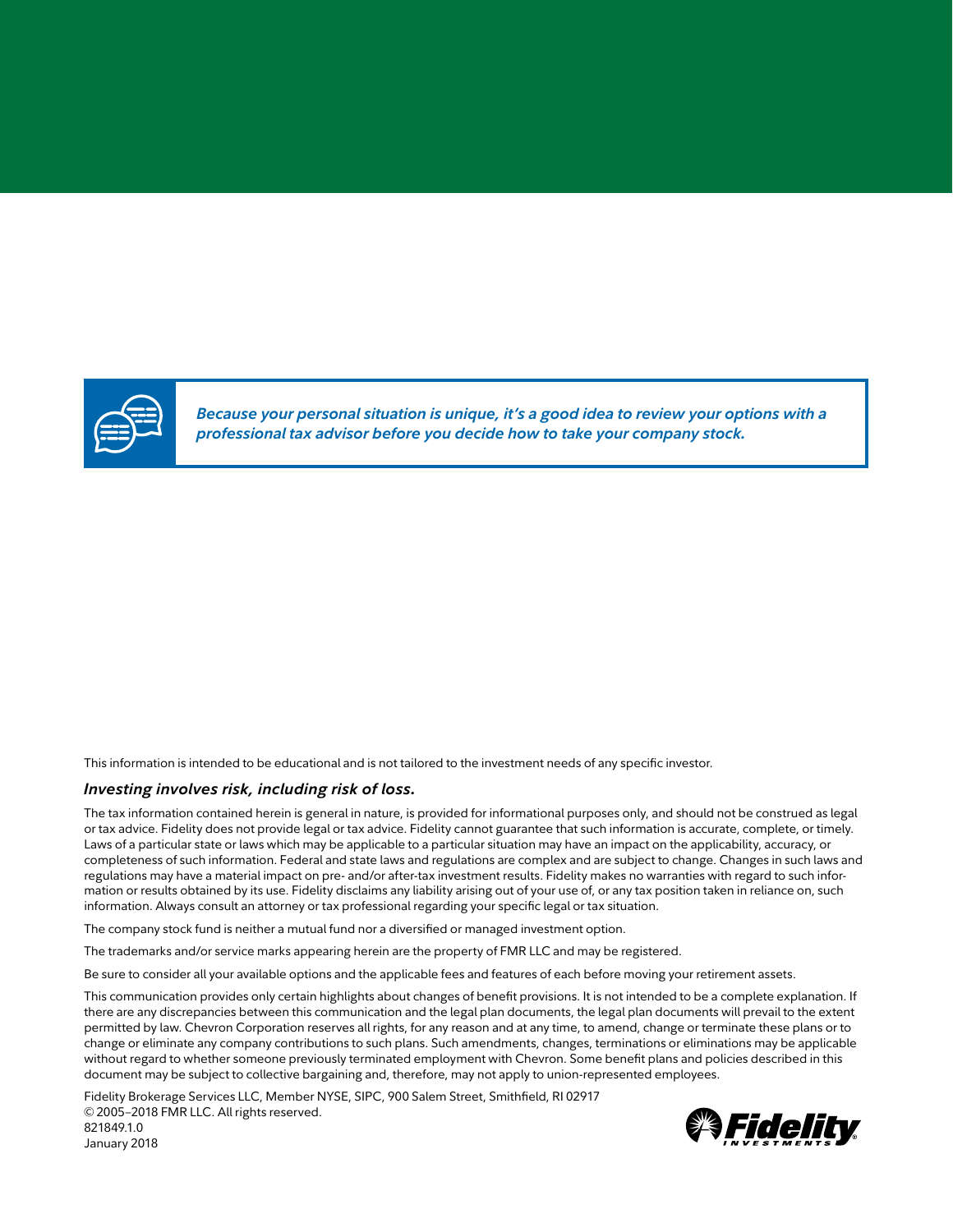***Because your personal situation is unique, it's a good idea to review your options with a professional tax advisor before you decide how to take your company stock.***

This information is intended to be educational and is not tailored to the investment needs of any specific investor.

***Investing involves risk, including risk of loss.***

The tax information contained herein is general in nature, is provided for informational purposes only, and should not be construed as legal or tax advice. Fidelity does not provide legal or tax advice. Fidelity cannot guarantee that such information is accurate, complete, or timely. Laws of a particular state or laws which may be applicable to a particular situation may have an impact on the applicability, accuracy, or completeness of such information. Federal and state laws and regulations are complex and are subject to change. Changes in such laws and regulations may have a material impact on pre- and/or after-tax investment results. Fidelity makes no warranties with regard to such information or results obtained by its use. Fidelity disclaims any liability arising out of your use of, or any tax position taken in reliance on, such information. Always consult an attorney or tax professional regarding your specific legal or tax situation.

The company stock fund is neither a mutual fund nor a diversified or managed investment option.

The trademarks and/or service marks appearing herein are the property of FMR LLC and may be registered.

Be sure to consider all your available options and the applicable fees and features of each before moving your retirement assets.

This communication provides only certain highlights about changes of benefit provisions. It is not intended to be a complete explanation. If there are any discrepancies between this communication and the legal plan documents, the legal plan documents will prevail to the extent permitted by law. Chevron Corporation reserves all rights, for any reason and at any time, to amend, change or terminate these plans or to change or eliminate any company contributions to such plans. Such amendments, changes, terminations or eliminations may be applicable without regard to whether someone previously terminated employment with Chevron. Some benefit plans and policies described in this document may be subject to collective bargaining and, therefore, may not apply to union-represented employees.

Fidelity Brokerage Services LLC, Member NYSE, SIPC, 900 Salem Street, Smithfield, RI 02917
© 2005–2018 FMR LLC. All rights reserved.
821849.1.0
January 2018

Fidelity INVESTMENTS